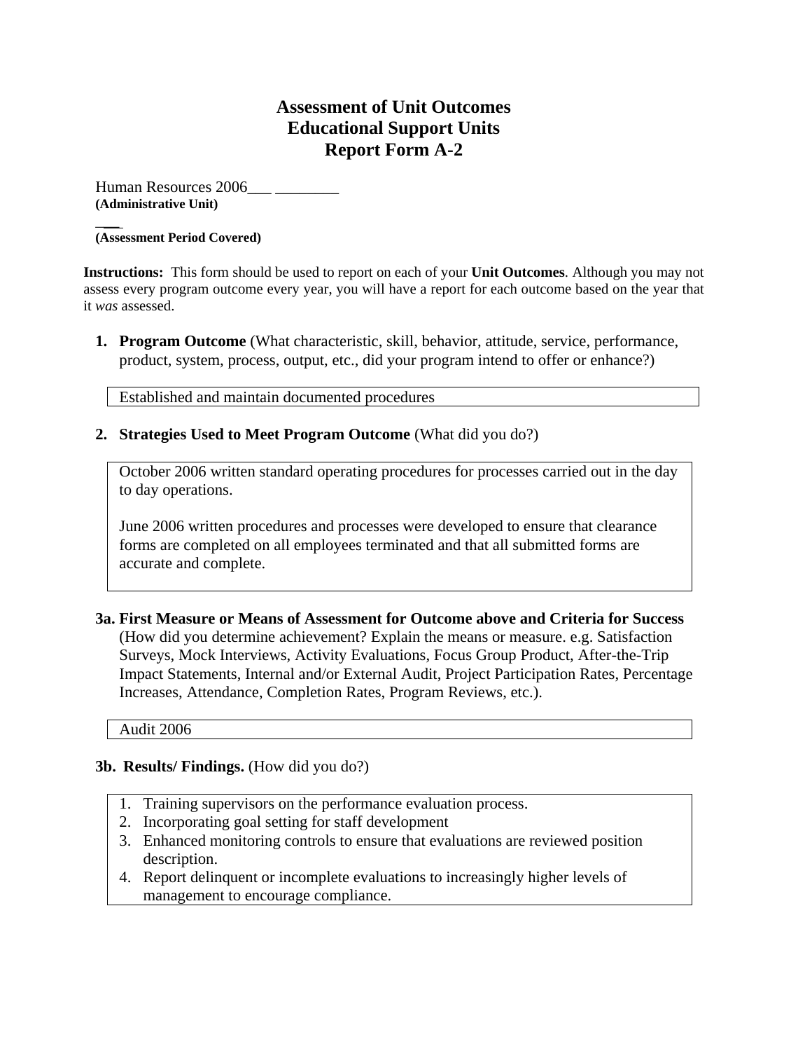# Assessment of Unit Outcomes
# Educational Support Units
# Report Form A-2

Human Resources 2006___ ________
**(Administrative Unit)**

___
**(Assessment Period Covered)**

**Instructions:** This form should be used to report on each of your **Unit Outcomes**. Although you may not assess every program outcome every year, you will have a report for each outcome based on the year that it *was* assessed.

1. **Program Outcome** (What characteristic, skill, behavior, attitude, service, performance, product, system, process, output, etc., did your program intend to offer or enhance?)

   Established and maintain documented procedures

2. **Strategies Used to Meet Program Outcome** (What did you do?)

   October 2006 written standard operating procedures for processes carried out in the day to day operations.

   June 2006 written procedures and processes were developed to ensure that clearance forms are completed on all employees terminated and that all submitted forms are accurate and complete.

**3a. First Measure or Means of Assessment for Outcome above and Criteria for Success** (How did you determine achievement? Explain the means or measure. e.g. Satisfaction Surveys, Mock Interviews, Activity Evaluations, Focus Group Product, After-the-Trip Impact Statements, Internal and/or External Audit, Project Participation Rates, Percentage Increases, Attendance, Completion Rates, Program Reviews, etc.).

Audit 2006

**3b. Results/ Findings.** (How did you do?)

1. Training supervisors on the performance evaluation process.
2. Incorporating goal setting for staff development
3. Enhanced monitoring controls to ensure that evaluations are reviewed position description.
4. Report delinquent or incomplete evaluations to increasingly higher levels of management to encourage compliance.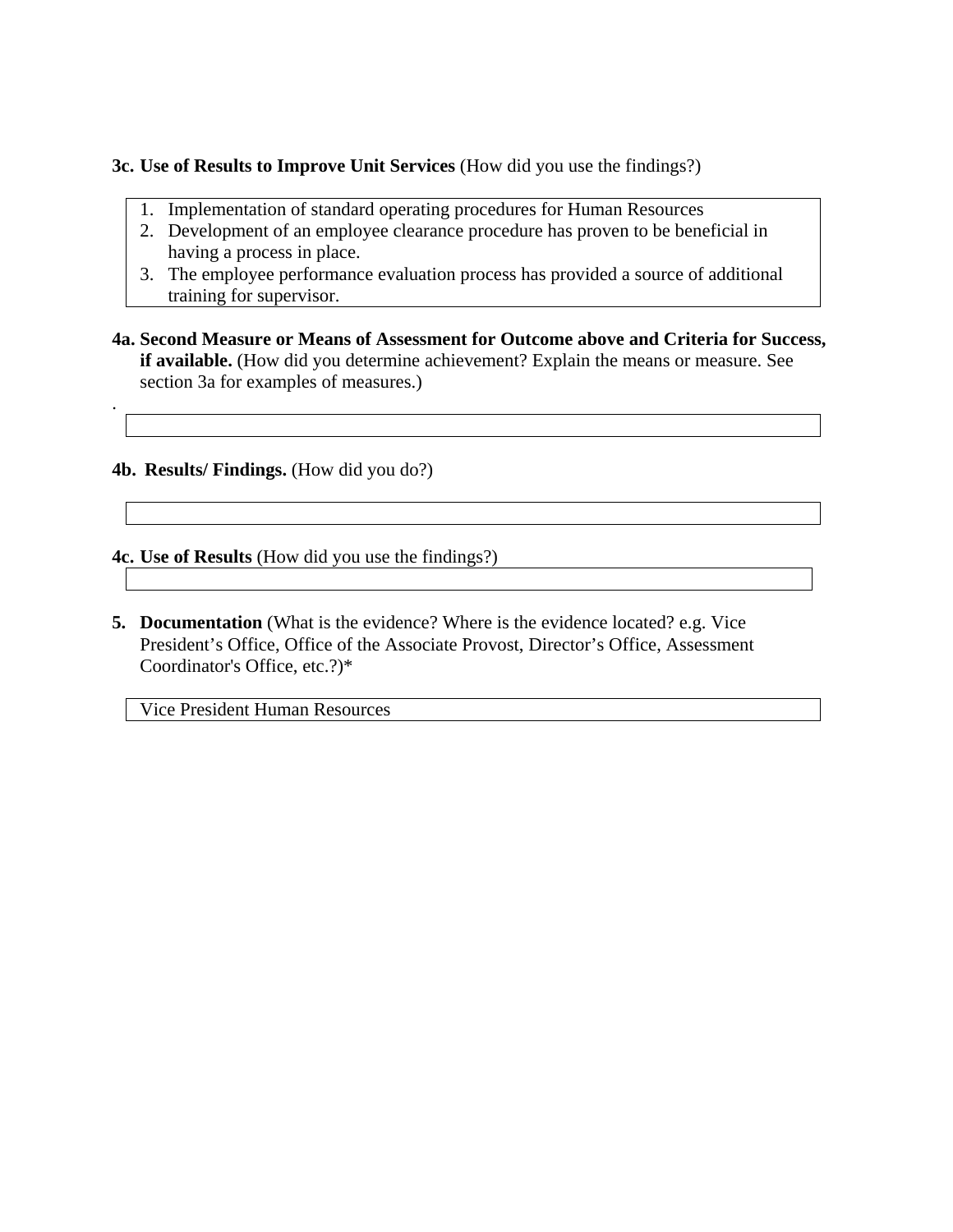**3c. Use of Results to Improve Unit Services** (How did you use the findings?)

1. Implementation of standard operating procedures for Human Resources
2. Development of an employee clearance procedure has proven to be beneficial in having a process in place.
3. The employee performance evaluation process has provided a source of additional training for supervisor.

**4a. Second Measure or Means of Assessment for Outcome above and Criteria for Success, if available.** (How did you determine achievement? Explain the means or measure. See section 3a for examples of measures.)

.

**4b. Results/ Findings.** (How did you do?)

**4c. Use of Results** (How did you use the findings?)

**5. Documentation** (What is the evidence? Where is the evidence located? e.g. Vice President's Office, Office of the Associate Provost, Director's Office, Assessment Coordinator's Office, etc.?)*

Vice President Human Resources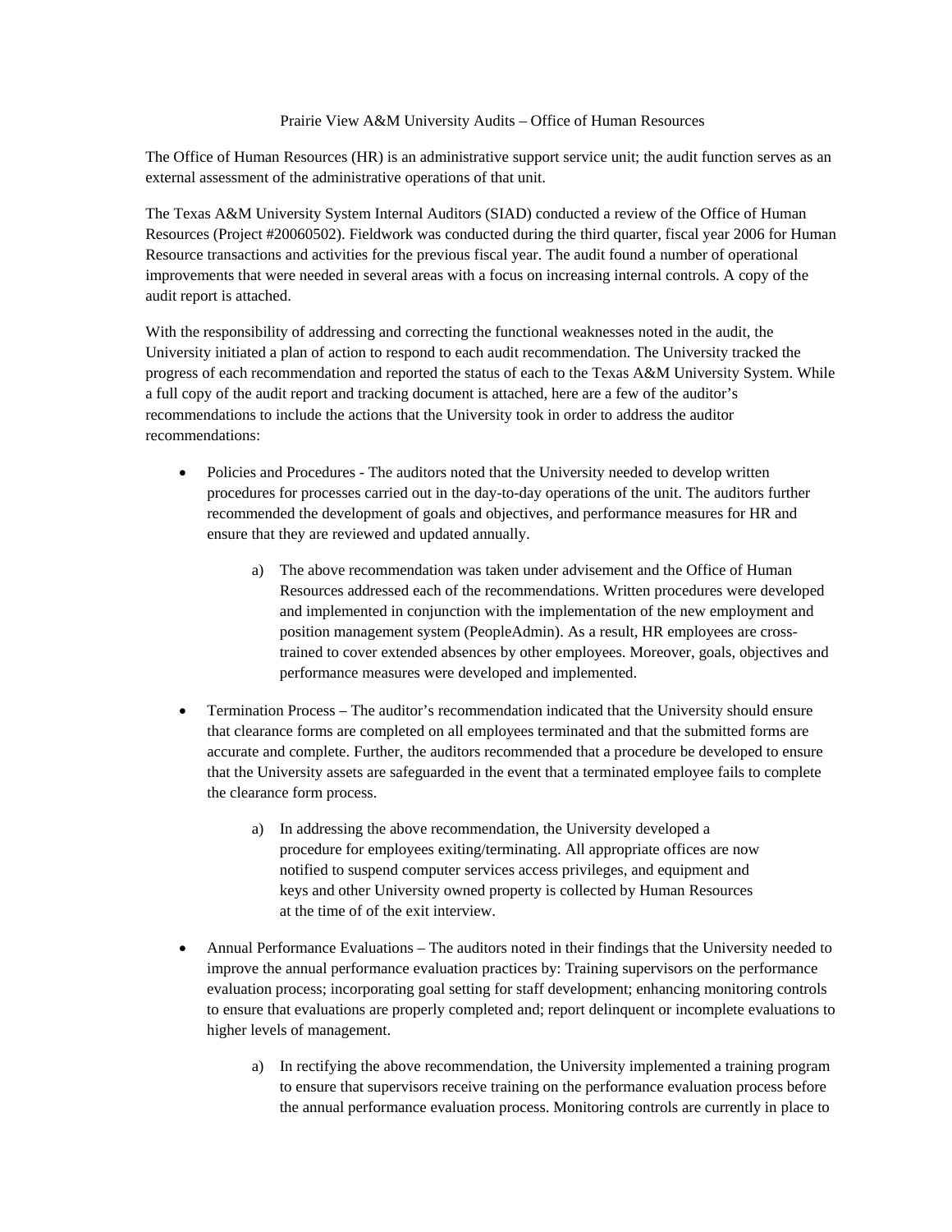Prairie View A&M University Audits – Office of Human Resources

The Office of Human Resources (HR) is an administrative support service unit; the audit function serves as an external assessment of the administrative operations of that unit.

The Texas A&M University System Internal Auditors (SIAD) conducted a review of the Office of Human Resources (Project #20060502). Fieldwork was conducted during the third quarter, fiscal year 2006 for Human Resource transactions and activities for the previous fiscal year. The audit found a number of operational improvements that were needed in several areas with a focus on increasing internal controls. A copy of the audit report is attached.

With the responsibility of addressing and correcting the functional weaknesses noted in the audit, the University initiated a plan of action to respond to each audit recommendation. The University tracked the progress of each recommendation and reported the status of each to the Texas A&M University System. While a full copy of the audit report and tracking document is attached, here are a few of the auditor's recommendations to include the actions that the University took in order to address the auditor recommendations:

- Policies and Procedures - The auditors noted that the University needed to develop written procedures for processes carried out in the day-to-day operations of the unit. The auditors further recommended the development of goals and objectives, and performance measures for HR and ensure that they are reviewed and updated annually.

    a) The above recommendation was taken under advisement and the Office of Human Resources addressed each of the recommendations. Written procedures were developed and implemented in conjunction with the implementation of the new employment and position management system (PeopleAdmin). As a result, HR employees are cross-trained to cover extended absences by other employees. Moreover, goals, objectives and performance measures were developed and implemented.

- Termination Process – The auditor's recommendation indicated that the University should ensure that clearance forms are completed on all employees terminated and that the submitted forms are accurate and complete. Further, the auditors recommended that a procedure be developed to ensure that the University assets are safeguarded in the event that a terminated employee fails to complete the clearance form process.

    a) In addressing the above recommendation, the University developed a procedure for employees exiting/terminating. All appropriate offices are now notified to suspend computer services access privileges, and equipment and keys and other University owned property is collected by Human Resources at the time of of the exit interview.

- Annual Performance Evaluations – The auditors noted in their findings that the University needed to improve the annual performance evaluation practices by: Training supervisors on the performance evaluation process; incorporating goal setting for staff development; enhancing monitoring controls to ensure that evaluations are properly completed and; report delinquent or incomplete evaluations to higher levels of management.

    a) In rectifying the above recommendation, the University implemented a training program to ensure that supervisors receive training on the performance evaluation process before the annual performance evaluation process. Monitoring controls are currently in place to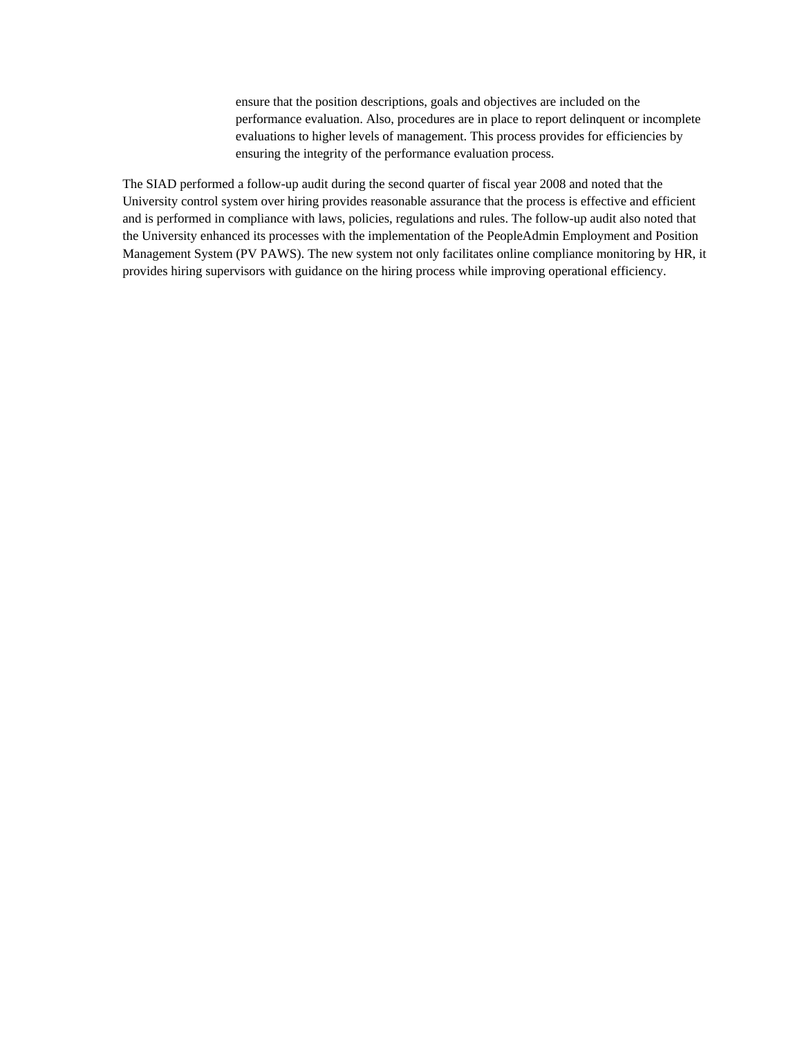ensure that the position descriptions, goals and objectives are included on the performance evaluation. Also, procedures are in place to report delinquent or incomplete evaluations to higher levels of management. This process provides for efficiencies by ensuring the integrity of the performance evaluation process.

The SIAD performed a follow-up audit during the second quarter of fiscal year 2008 and noted that the University control system over hiring provides reasonable assurance that the process is effective and efficient and is performed in compliance with laws, policies, regulations and rules. The follow-up audit also noted that the University enhanced its processes with the implementation of the PeopleAdmin Employment and Position Management System (PV PAWS). The new system not only facilitates online compliance monitoring by HR, it provides hiring supervisors with guidance on the hiring process while improving operational efficiency.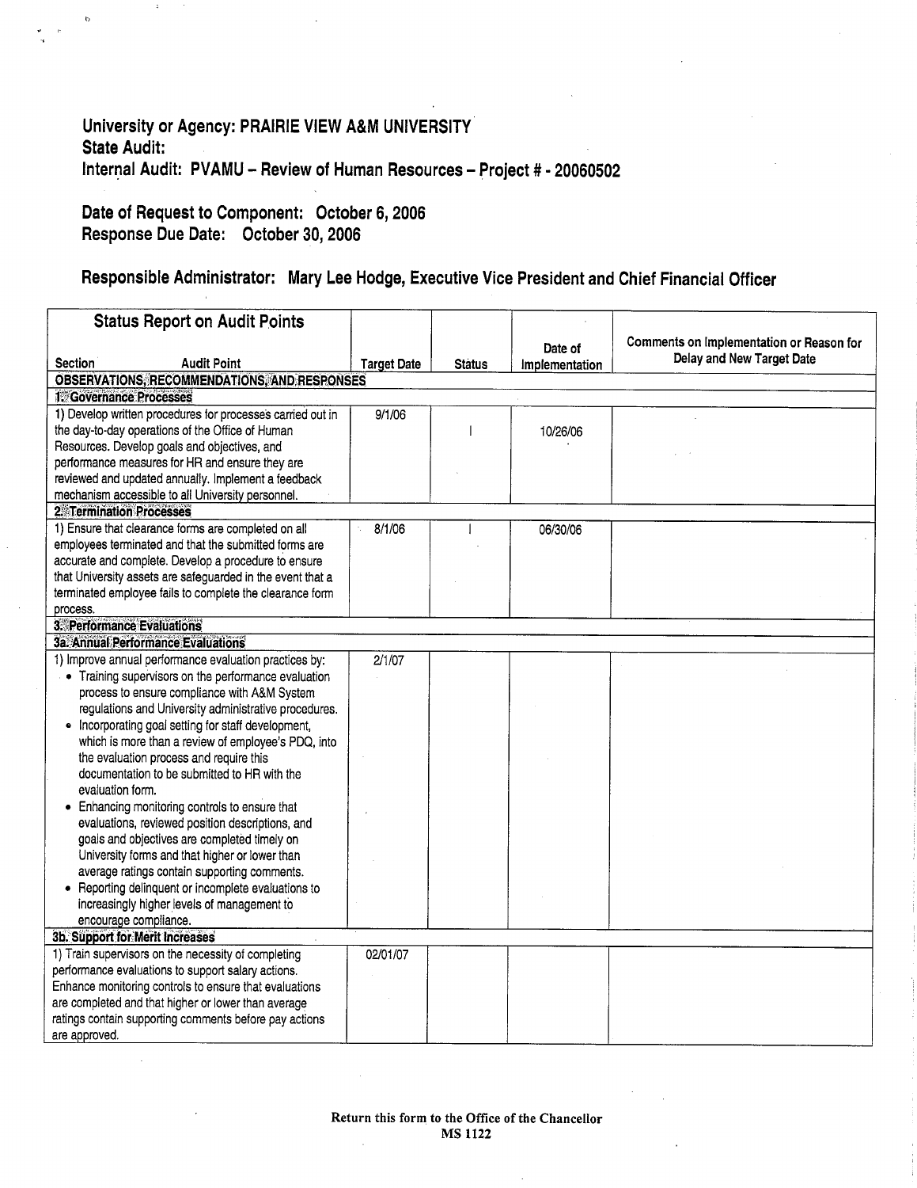**University or Agency: PRAIRIE VIEW A&M UNIVERSITY**
**State Audit:**
**Internal Audit: PVAMU – Review of Human Resources – Project # - 20060502**

**Date of Request to Component: October 6, 2006**
**Response Due Date: October 30, 2006**

**Responsible Administrator: Mary Lee Hodge, Executive Vice President and Chief Financial Officer**

| **Status Report on Audit Points**<br>Section Audit Point | Target Date | Status | Date of Implementation | Comments on Implementation or Reason for Delay and New Target Date |
|---|---|---|---|---|
| **OBSERVATIONS, RECOMMENDATIONS, AND RESPONSES** | | | | |
| **1. Governance Processes** | | | | |
| 1) Develop written procedures for processes carried out in the day-to-day operations of the Office of Human Resources. Develop goals and objectives, and performance measures for HR and ensure they are reviewed and updated annually. Implement a feedback mechanism accessible to all University personnel. | 9/1/06 | I | 10/26/06 | |
| **2. Termination Processes** | | | | |
| 1) Ensure that clearance forms are completed on all employees terminated and that the submitted forms are accurate and complete. Develop a procedure to ensure that University assets are safeguarded in the event that a terminated employee fails to complete the clearance form process. | 8/1/06 | I | 06/30/06 | |
| **3. Performance Evaluations** | | | | |
| **3a. Annual Performance Evaluations** | | | | |
| 1) Improve annual performance evaluation practices by:<br>• Training supervisors on the performance evaluation process to ensure compliance with A&M System regulations and University administrative procedures.<br>• Incorporating goal setting for staff development, which is more than a review of employee's PDQ, into the evaluation process and require this documentation to be submitted to HR with the evaluation form.<br>• Enhancing monitoring controls to ensure that evaluations, reviewed position descriptions, and goals and objectives are completed timely on University forms and that higher or lower than average ratings contain supporting comments.<br>• Reporting delinquent or incomplete evaluations to increasingly higher levels of management to encourage compliance. | 2/1/07 | | | |
| **3b. Support for Merit Increases** | | | | |
| 1) Train supervisors on the necessity of completing performance evaluations to support salary actions. Enhance monitoring controls to ensure that evaluations are completed and that higher or lower than average ratings contain supporting comments before pay actions are approved. | 02/01/07 | | | |

Return this form to the Office of the Chancellor
MS 1122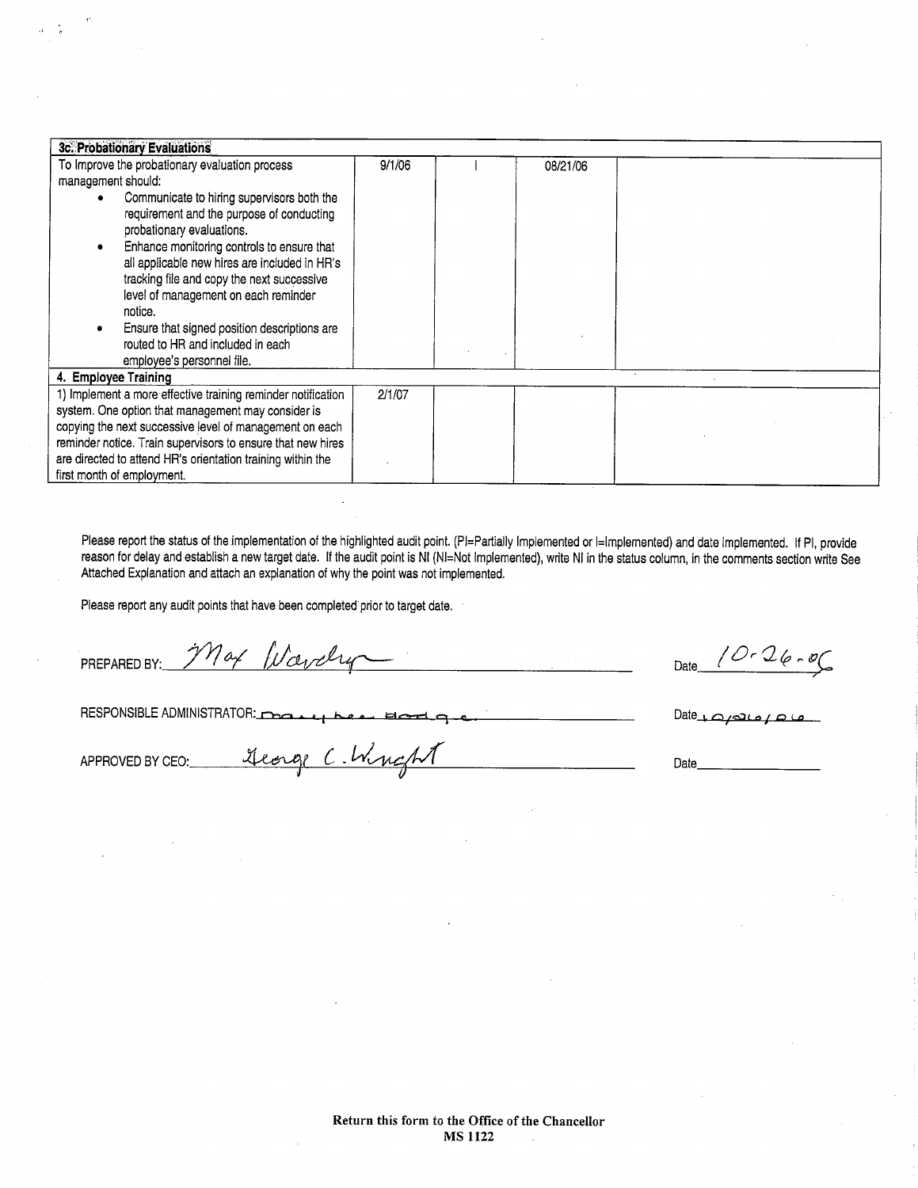| 3c. Probationary Evaluations | | | | |
|---|---|---|---|---|
| To Improve the probationary evaluation process management should:<br>• Communicate to hiring supervisors both the requirement and the purpose of conducting probationary evaluations.<br>• Enhance monitoring controls to ensure that all applicable new hires are included in HR's tracking file and copy the next successive level of management on each reminder notice.<br>• Ensure that signed position descriptions are routed to HR and included in each employee's personnel file. | 9/1/06 | I | 08/21/06 | |
| **4. Employee Training** | | | | |
| 1) Implement a more effective training reminder notification system. One option that management may consider is copying the next successive level of management on each reminder notice. Train supervisors to ensure that new hires are directed to attend HR's orientation training within the first month of employment. | 2/1/07 | | | |

Please report the status of the implementation of the highlighted audit point. (PI=Partially Implemented or I=Implemented) and date implemented. If PI, provide reason for delay and establish a new target date. If the audit point is NI (NI=Not Implemented), write NI in the status column, in the comments section write See Attached Explanation and attach an explanation of why the point was not implemented.

Please report any audit points that have been completed prior to target date.

PREPARED BY: Max Wardlaw Date 10-26-06

RESPONSIBLE ADMINISTRATOR: Mary Lee Hodge Date 10/26/06

APPROVED BY CEO: George C. Wright Date

**Return this form to the Office of the Chancellor**
**MS 1122**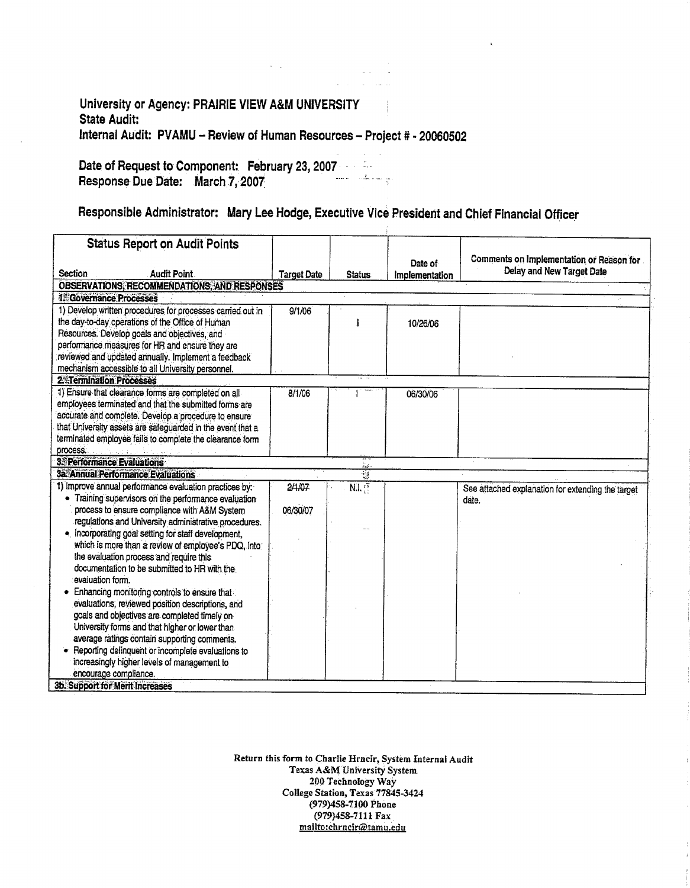**University or Agency: PRAIRIE VIEW A&M UNIVERSITY**
**State Audit:**
**Internal Audit: PVAMU – Review of Human Resources – Project # - 20060502**

**Date of Request to Component: February 23, 2007**
**Response Due Date: March 7, 2007**

**Responsible Administrator: Mary Lee Hodge, Executive Vice President and Chief Financial Officer**

| Status Report on Audit Points<br>Section / Audit Point | Target Date | Status | Date of Implementation | Comments on Implementation or Reason for Delay and New Target Date |
|---|---|---|---|---|
| **OBSERVATIONS, RECOMMENDATIONS, AND RESPONSES** | | | | |
| **1. Governance Processes** | | | | |
| 1) Develop written procedures for processes carried out in the day-to-day operations of the Office of Human Resources. Develop goals and objectives, and performance measures for HR and ensure they are reviewed and updated annually. Implement a feedback mechanism accessible to all University personnel. | 9/1/06 | I | 10/26/06 | |
| **2. Termination Processes** | | | | |
| 1) Ensure that clearance forms are completed on all employees terminated and that the submitted forms are accurate and complete. Develop a procedure to ensure that University assets are safeguarded in the event that a terminated employee fails to complete the clearance form process. | 8/1/06 | I | 06/30/06 | |
| **3. Performance Evaluations** | | | | |
| **3a. Annual Performance Evaluations** | | | | |
| 1) Improve annual performance evaluation practices by:<br>• Training supervisors on the performance evaluation process to ensure compliance with A&M System regulations and University administrative procedures.<br>• Incorporating goal setting for staff development, which is more than a review of employee's PDQ, into the evaluation process and require this documentation to be submitted to HR with the evaluation form.<br>• Enhancing monitoring controls to ensure that evaluations, reviewed position descriptions, and goals and objectives are completed timely on University forms and that higher or lower than average ratings contain supporting comments.<br>• Reporting delinquent or incomplete evaluations to increasingly higher levels of management to encourage compliance. | ~~2/1/07~~<br>06/30/07 | N.I. | | See attached explanation for extending the target date. |
| **3b. Support for Merit Increases** | | | | |

Return this form to Charlie Hrncir, System Internal Audit
Texas A&M University System
200 Technology Way
College Station, Texas 77845-3424
(979)458-7100 Phone
(979)458-7111 Fax
mailto:chrncir@tamu.edu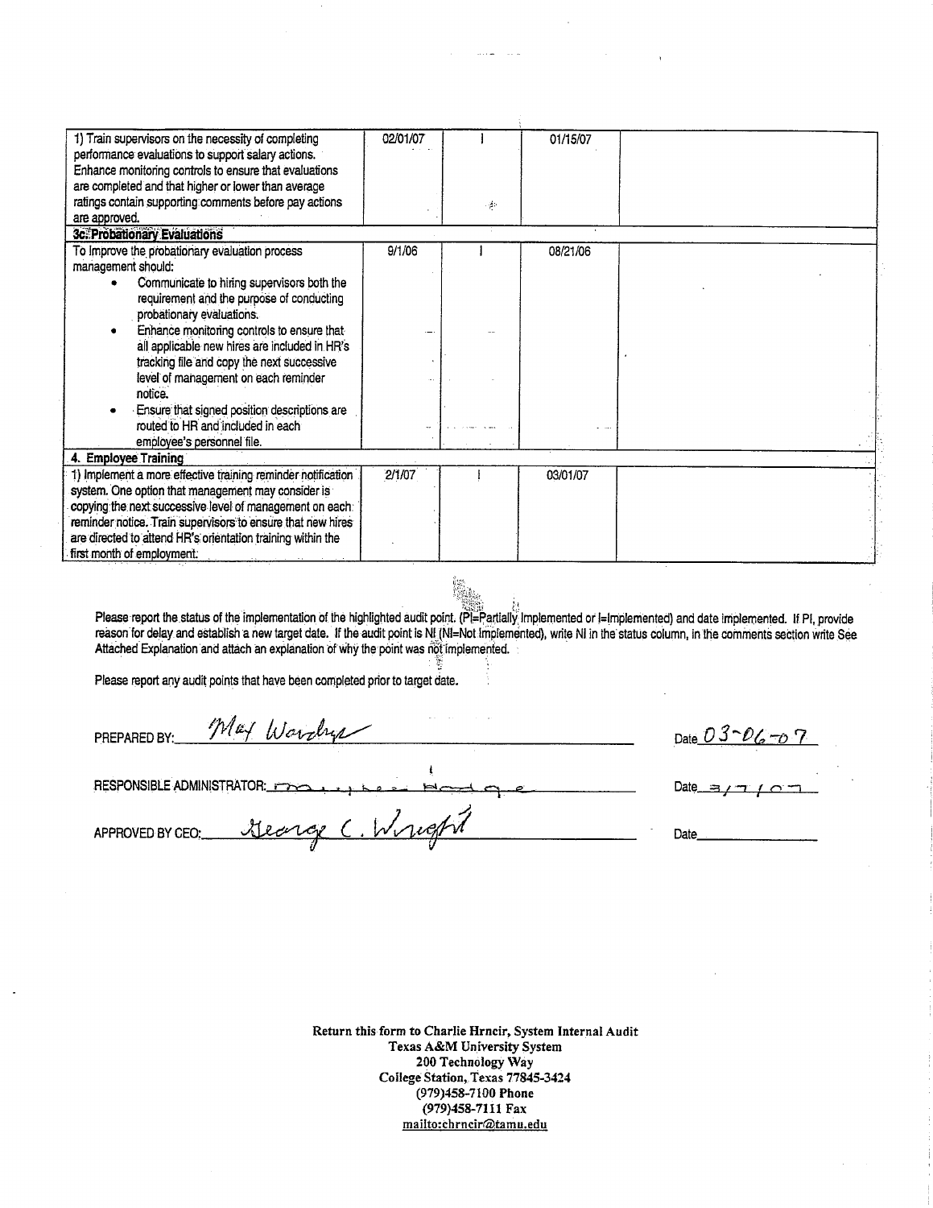| | | | | |
|---|---|---|---|---|
| 1) Train supervisors on the necessity of completing performance evaluations to support salary actions. Enhance monitoring controls to ensure that evaluations are completed and that higher or lower than average ratings contain supporting comments before pay actions are approved. | 02/01/07 | I | 01/15/07 | |
| **3c. Probationary Evaluations** | | | | |
| To improve the probationary evaluation process management should:<br>• Communicate to hiring supervisors both the requirement and the purpose of conducting probationary evaluations.<br>• Enhance monitoring controls to ensure that all applicable new hires are included in HR's tracking file and copy the next successive level of management on each reminder notice.<br>• Ensure that signed position descriptions are routed to HR and included in each employee's personnel file. | 9/1/06 | I | 08/21/06 | |
| **4. Employee Training** | | | | |
| 1) Implement a more effective training reminder notification system. One option that management may consider is copying the next successive level of management on each reminder notice. Train supervisors to ensure that new hires are directed to attend HR's orientation training within the first month of employment. | 2/1/07 | I | 03/01/07 | |

Please report the status of the implementation of the highlighted audit point. (PI=Partially Implemented or I=Implemented) and date implemented. If PI, provide reason for delay and establish a new target date. If the audit point is NI (NI=Not Implemented), write NI in the status column, in the comments section write See Attached Explanation and attach an explanation of why the point was not implemented.

Please report any audit points that have been completed prior to target date.

PREPARED BY: *May Wardrup* Date *03-06-07*

RESPONSIBLE ADMINISTRATOR: *Maureen Hodge* Date *3/7/07*

APPROVED BY CEO: *George C. Wright* Date______

**Return this form to Charlie Hrncir, System Internal Audit**
**Texas A&M University System**
**200 Technology Way**
**College Station, Texas 77845-3424**
**(979)458-7100 Phone**
**(979)458-7111 Fax**
**mailto:chrncir@tamu.edu**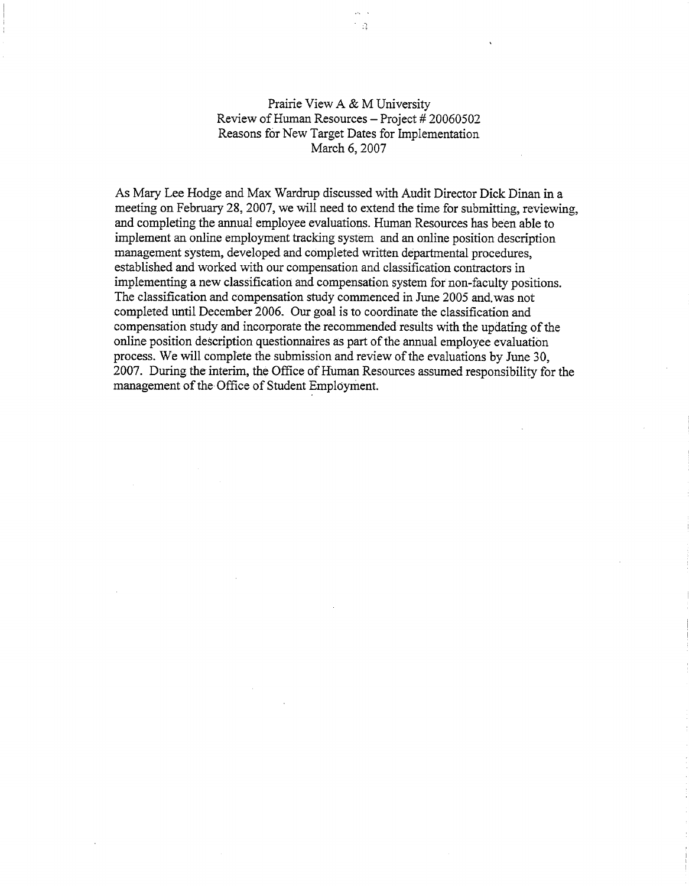Prairie View A & M University
Review of Human Resources – Project # 20060502
Reasons for New Target Dates for Implementation
March 6, 2007

As Mary Lee Hodge and Max Wardrup discussed with Audit Director Dick Dinan in a meeting on February 28, 2007, we will need to extend the time for submitting, reviewing, and completing the annual employee evaluations. Human Resources has been able to implement an online employment tracking system and an online position description management system, developed and completed written departmental procedures, established and worked with our compensation and classification contractors in implementing a new classification and compensation system for non-faculty positions. The classification and compensation study commenced in June 2005 and was not completed until December 2006. Our goal is to coordinate the classification and compensation study and incorporate the recommended results with the updating of the online position description questionnaires as part of the annual employee evaluation process. We will complete the submission and review of the evaluations by June 30, 2007. During the interim, the Office of Human Resources assumed responsibility for the management of the Office of Student Employment.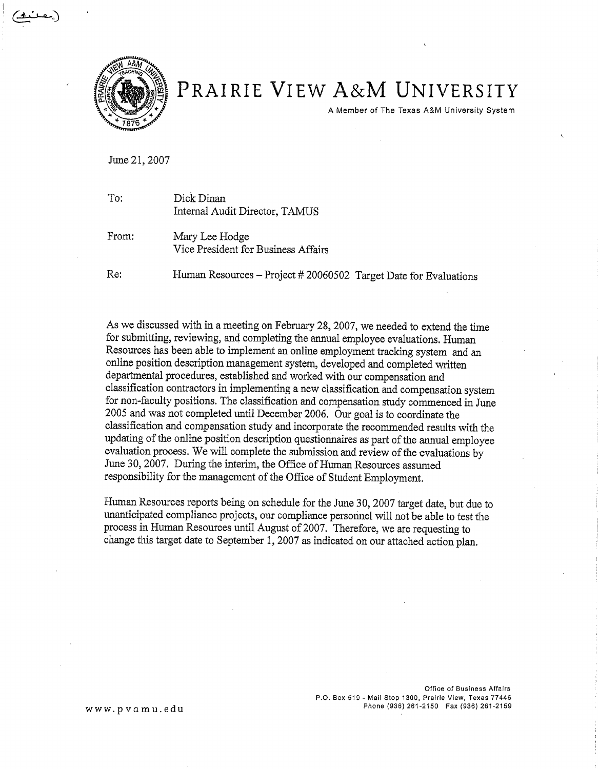# PRAIRIE VIEW A&M UNIVERSITY

A Member of The Texas A&M University System

June 21, 2007

To: Dick Dinan
Internal Audit Director, TAMUS

From: Mary Lee Hodge
Vice President for Business Affairs

Re: Human Resources – Project # 20060502 Target Date for Evaluations

As we discussed with in a meeting on February 28, 2007, we needed to extend the time for submitting, reviewing, and completing the annual employee evaluations. Human Resources has been able to implement an online employment tracking system and an online position description management system, developed and completed written departmental procedures, established and worked with our compensation and classification contractors in implementing a new classification and compensation system for non-faculty positions. The classification and compensation study commenced in June 2005 and was not completed until December 2006. Our goal is to coordinate the classification and compensation study and incorporate the recommended results with the updating of the online position description questionnaires as part of the annual employee evaluation process. We will complete the submission and review of the evaluations by June 30, 2007. During the interim, the Office of Human Resources assumed responsibility for the management of the Office of Student Employment.

Human Resources reports being on schedule for the June 30, 2007 target date, but due to unanticipated compliance projects, our compliance personnel will not be able to test the process in Human Resources until August of 2007. Therefore, we are requesting to change this target date to September 1, 2007 as indicated on our attached action plan.

www.pvamu.edu

Office of Business Affairs
P.O. Box 519 - Mail Stop 1300, Prairie View, Texas 77446
Phone (936) 261-2150 Fax (936) 261-2159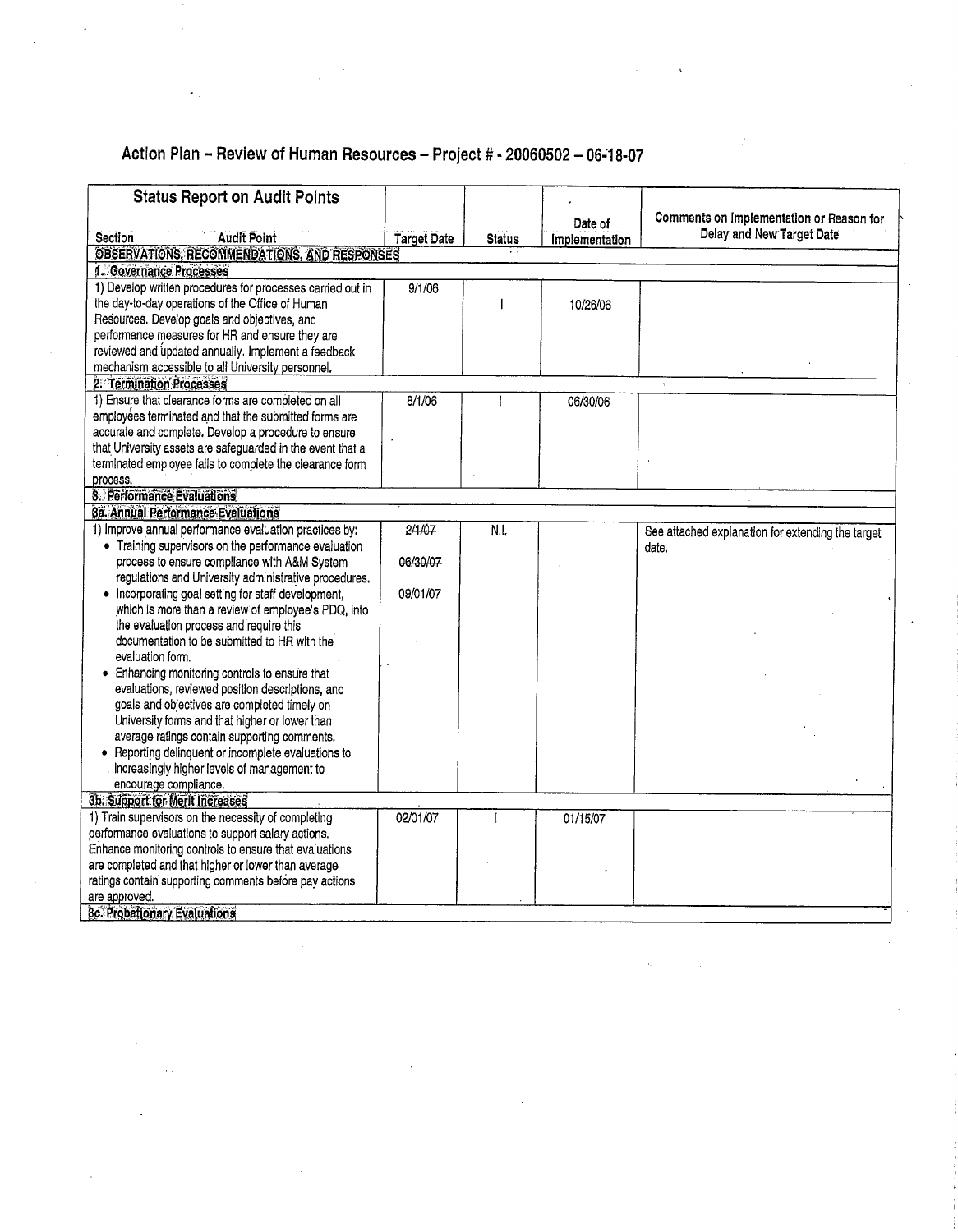# Action Plan – Review of Human Resources – Project # - 20060502 – 06-18-07

| Status Report on Audit Points<br><br>Section Audit Point | Target Date | Status | Date of Implementation | Comments on Implementation or Reason for Delay and New Target Date |
|---|---|---|---|---|
| **OBSERVATIONS, RECOMMENDATIONS, AND RESPONSES** | | | | |
| **1. Governance Processes** | | | | |
| 1) Develop written procedures for processes carried out in the day-to-day operations of the Office of Human Resources. Develop goals and objectives, and performance measures for HR and ensure they are reviewed and updated annually. Implement a feedback mechanism accessible to all University personnel. | 9/1/06 | I | 10/26/06 | |
| **2. Termination Processes** | | | | |
| 1) Ensure that clearance forms are completed on all employees terminated and that the submitted forms are accurate and complete. Develop a procedure to ensure that University assets are safeguarded in the event that a terminated employee fails to complete the clearance form process. | 8/1/06 | I | 06/30/06 | |
| **3. Performance Evaluations** | | | | |
| **3a. Annual Performance Evaluations** | | | | |
| 1) Improve annual performance evaluation practices by:<br>• Training supervisors on the performance evaluation process to ensure compliance with A&M System regulations and University administrative procedures.<br>• Incorporating goal setting for staff development, which is more than a review of employee's PDQ, into the evaluation process and require this documentation to be submitted to HR with the evaluation form.<br>• Enhancing monitoring controls to ensure that evaluations, reviewed position descriptions, and goals and objectives are completed timely on University forms and that higher or lower than average ratings contain supporting comments.<br>• Reporting delinquent or incomplete evaluations to increasingly higher levels of management to encourage compliance. | ~~2/1/07~~<br>~~06/30/07~~<br>09/01/07 | N.I. | | See attached explanation for extending the target date. |
| **3b. Support for Merit Increases** | | | | |
| 1) Train supervisors on the necessity of completing performance evaluations to support salary actions. Enhance monitoring controls to ensure that evaluations are completed and that higher or lower than average ratings contain supporting comments before pay actions are approved. | 02/01/07 | I | 01/15/07 | |
| **3c. Probationary Evaluations** | | | | |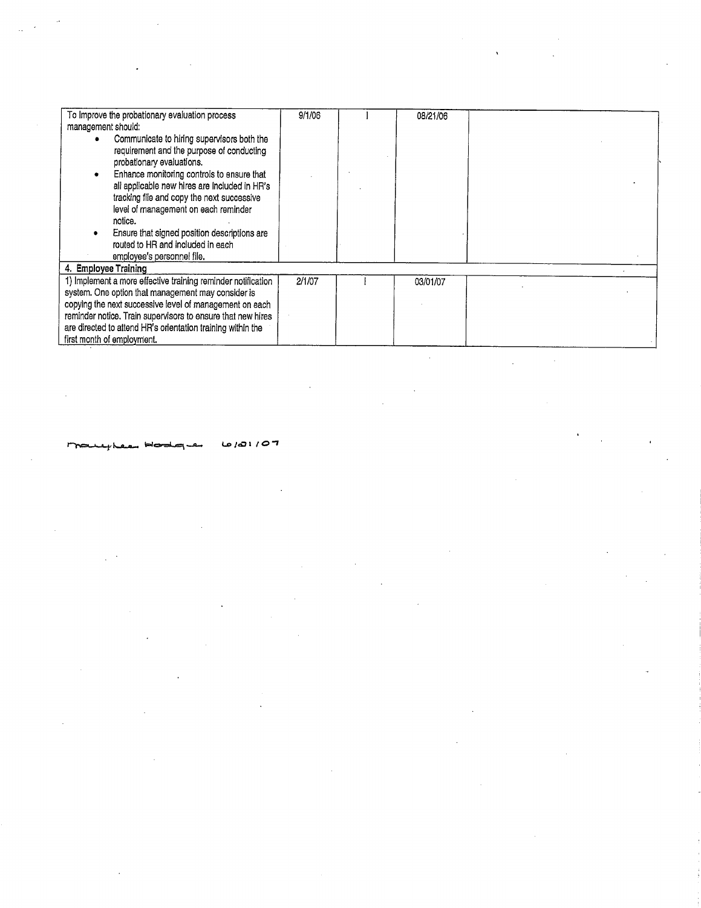| | | | | |
|---|---|---|---|---|
| To Improve the probationary evaluation process management should:<br>• Communicate to hiring supervisors both the requirement and the purpose of conducting probationary evaluations.<br>• Enhance monitoring controls to ensure that all applicable new hires are included in HR's tracking file and copy the next successive level of management on each reminder notice.<br>• Ensure that signed position descriptions are routed to HR and included in each employee's personnel file. | 9/1/06 | I | 08/21/06 | |
| **4. Employee Training** | | | | |
| 1) Implement a more effective training reminder notification system. One option that management may consider is copying the next successive level of management on each reminder notice. Train supervisors to ensure that new hires are directed to attend HR's orientation training within the first month of employment. | 2/1/07 | I | 03/01/07 | |

Maryhee Hodge 6/01/07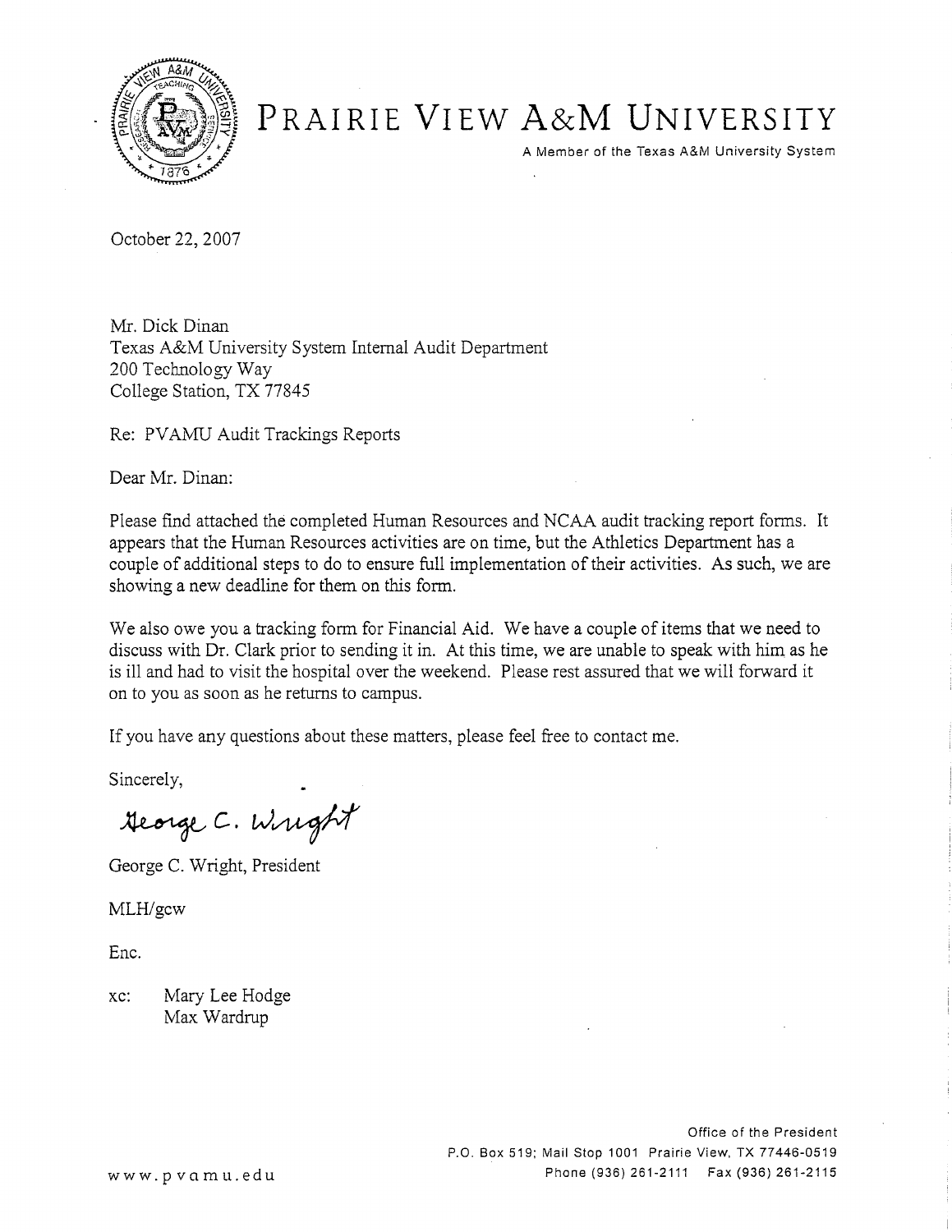# PRAIRIE VIEW A&M UNIVERSITY

A Member of the Texas A&M University System

October 22, 2007

Mr. Dick Dinan
Texas A&M University System Internal Audit Department
200 Technology Way
College Station, TX 77845

Re: PVAMU Audit Trackings Reports

Dear Mr. Dinan:

Please find attached the completed Human Resources and NCAA audit tracking report forms. It appears that the Human Resources activities are on time, but the Athletics Department has a couple of additional steps to do to ensure full implementation of their activities. As such, we are showing a new deadline for them on this form.

We also owe you a tracking form for Financial Aid. We have a couple of items that we need to discuss with Dr. Clark prior to sending it in. At this time, we are unable to speak with him as he is ill and had to visit the hospital over the weekend. Please rest assured that we will forward it on to you as soon as he returns to campus.

If you have any questions about these matters, please feel free to contact me.

Sincerely,

George C. Wright

George C. Wright, President

MLH/gcw

Enc.

xc: Mary Lee Hodge
Max Wardrup

www.pvamu.edu

Office of the President
P.O. Box 519; Mail Stop 1001 Prairie View, TX 77446-0519
Phone (936) 261-2111 Fax (936) 261-2115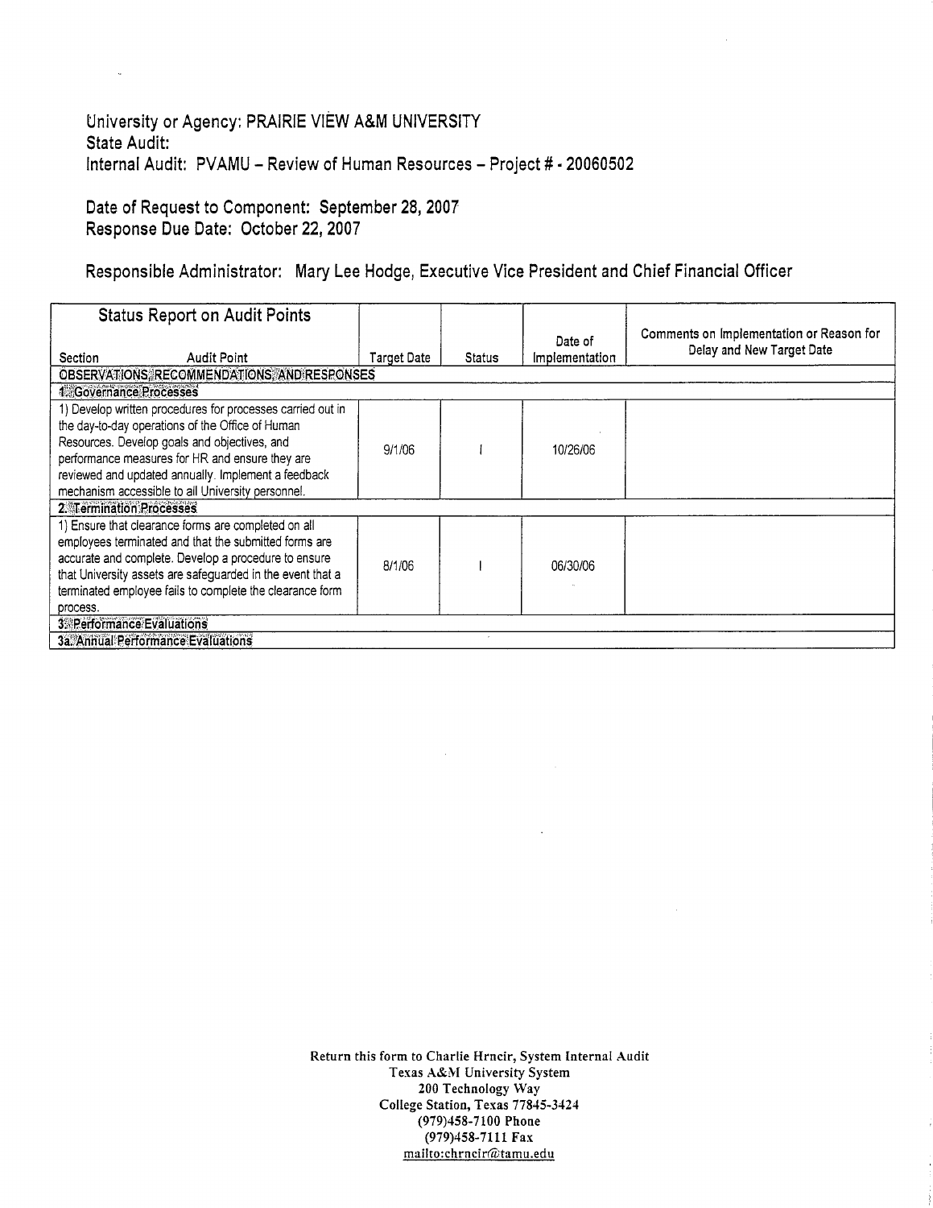University or Agency: PRAIRIE VIEW A&M UNIVERSITY
State Audit:
Internal Audit: PVAMU – Review of Human Resources – Project # - 20060502

Date of Request to Component: September 28, 2007
Response Due Date: October 22, 2007

Responsible Administrator: Mary Lee Hodge, Executive Vice President and Chief Financial Officer

| Status Report on Audit Points<br>Section / Audit Point | Target Date | Status | Date of Implementation | Comments on Implementation or Reason for Delay and New Target Date |
|---|---|---|---|---|
| **OBSERVATIONS, RECOMMENDATIONS, AND RESPONSES** | | | | |
| **1. Governance Processes** | | | | |
| 1) Develop written procedures for processes carried out in the day-to-day operations of the Office of Human Resources. Develop goals and objectives, and performance measures for HR and ensure they are reviewed and updated annually. Implement a feedback mechanism accessible to all University personnel. | 9/1/06 | I | 10/26/06 | |
| **2. Termination Processes** | | | | |
| 1) Ensure that clearance forms are completed on all employees terminated and that the submitted forms are accurate and complete. Develop a procedure to ensure that University assets are safeguarded in the event that a terminated employee fails to complete the clearance form process. | 8/1/06 | I | 06/30/06 | |
| **3. Performance Evaluations** | | | | |
| **3a. Annual Performance Evaluations** | | | | |

Return this form to Charlie Hrncir, System Internal Audit
Texas A&M University System
200 Technology Way
College Station, Texas 77845-3424
(979)458-7100 Phone
(979)458-7111 Fax
mailto:chrncir@tamu.edu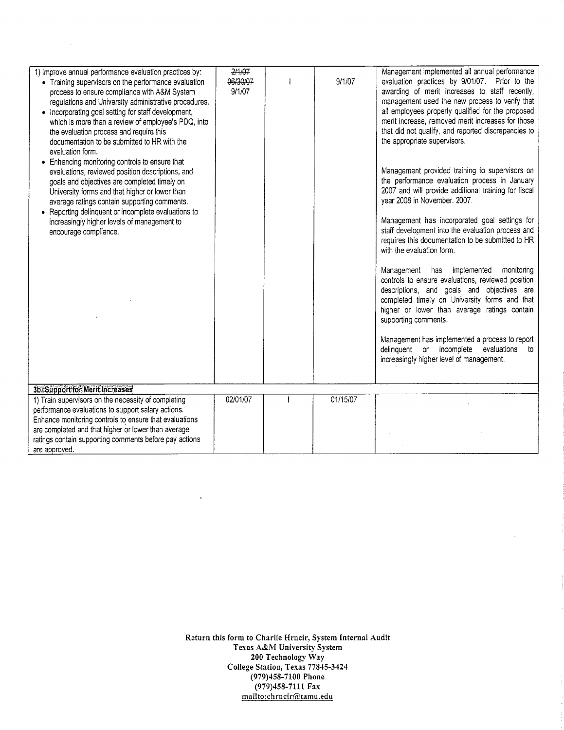| | | | | |
|---|---|---|---|---|
| 1) Improve annual performance evaluation practices by:<br>• Training supervisors on the performance evaluation process to ensure compliance with A&M System regulations and University administrative procedures.<br>• Incorporating goal setting for staff development, which is more than a review of employee's PDQ, into the evaluation process and require this documentation to be submitted to HR with the evaluation form.<br>• Enhancing monitoring controls to ensure that evaluations, reviewed position descriptions, and goals and objectives are completed timely on University forms and that higher or lower than average ratings contain supporting comments.<br>• Reporting delinquent or incomplete evaluations to increasingly higher levels of management to encourage compliance. | ~~2/1/07~~<br>~~06/30/07~~<br>9/1/07 | I | 9/1/07 | Management implemented all annual performance evaluation practices by 9/01/07. Prior to the awarding of merit increases to staff recently, management used the new process to verify that all employees properly qualified for the proposed merit increase, removed merit increases for those that did not qualify, and reported discrepancies to the appropriate supervisors.<br><br>Management provided training to supervisors on the performance evaluation process in January 2007 and will provide additional training for fiscal year 2008 in November. 2007.<br><br>Management has incorporated goal settings for staff development into the evaluation process and requires this documentation to be submitted to HR with the evaluation form.<br><br>Management has implemented monitoring controls to ensure evaluations, reviewed position descriptions, and goals and objectives are completed timely on University forms and that higher or lower than average ratings contain supporting comments.<br><br>Management has implemented a process to report delinquent or incomplete evaluations to increasingly higher level of management. |
| **3b. Support for Merit Increases** | | | | |
| 1) Train supervisors on the necessity of completing performance evaluations to support salary actions. Enhance monitoring controls to ensure that evaluations are completed and that higher or lower than average ratings contain supporting comments before pay actions are approved. | 02/01/07 | I | 01/15/07 | |

**Return this form to Charlie Hrncir, System Internal Audit**
**Texas A&M University System**
**200 Technology Way**
**College Station, Texas 77845-3424**
**(979)458-7100 Phone**
**(979)458-7111 Fax**
mailto:chrncir@tamu.edu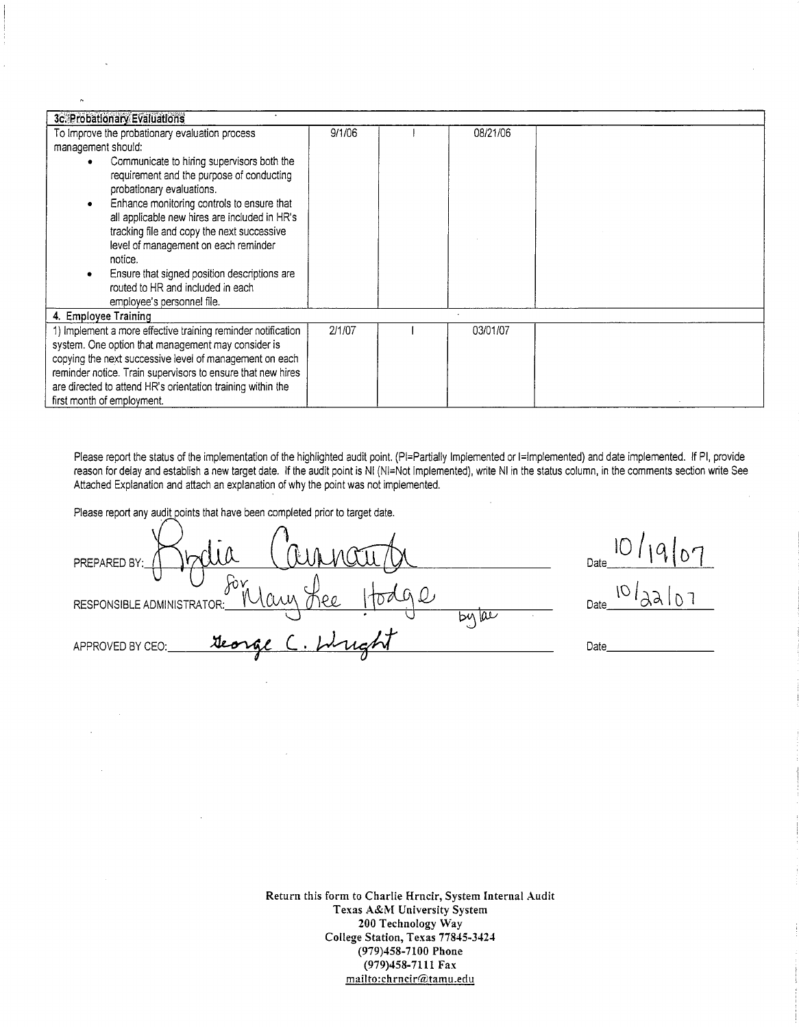| | | | | |
|---|---|---|---|---|
| **3c. Probationary Evaluations** | | | | |
| To improve the probationary evaluation process management should:<br>• Communicate to hiring supervisors both the requirement and the purpose of conducting probationary evaluations.<br>• Enhance monitoring controls to ensure that all applicable new hires are included in HR's tracking file and copy the next successive level of management on each reminder notice.<br>• Ensure that signed position descriptions are routed to HR and included in each employee's personnel file. | 9/1/06 | I | 08/21/06 | |
| **4. Employee Training** | | | | |
| 1) Implement a more effective training reminder notification system. One option that management may consider is copying the next successive level of management on each reminder notice. Train supervisors to ensure that new hires are directed to attend HR's orientation training within the first month of employment. | 2/1/07 | I | 03/01/07 | |

Please report the status of the implementation of the highlighted audit point. (PI=Partially Implemented or I=Implemented) and date implemented. If PI, provide reason for delay and establish a new target date. If the audit point is NI (NI=Not Implemented), write NI in the status column, in the comments section write See Attached Explanation and attach an explanation of why the point was not implemented.

Please report any audit points that have been completed prior to target date.

PREPARED BY: Lydia Cannata Date 10/19/07

RESPONSIBLE ADMINISTRATOR: for Mary Lee Hodge by lac Date 10/22/07

APPROVED BY CEO: George C. Wright Date

**Return this form to Charlie Hrncir, System Internal Audit**
**Texas A&M University System**
**200 Technology Way**
**College Station, Texas 77845-3424**
**(979)458-7100 Phone**
**(979)458-7111 Fax**
mailto:chrncir@tamu.edu